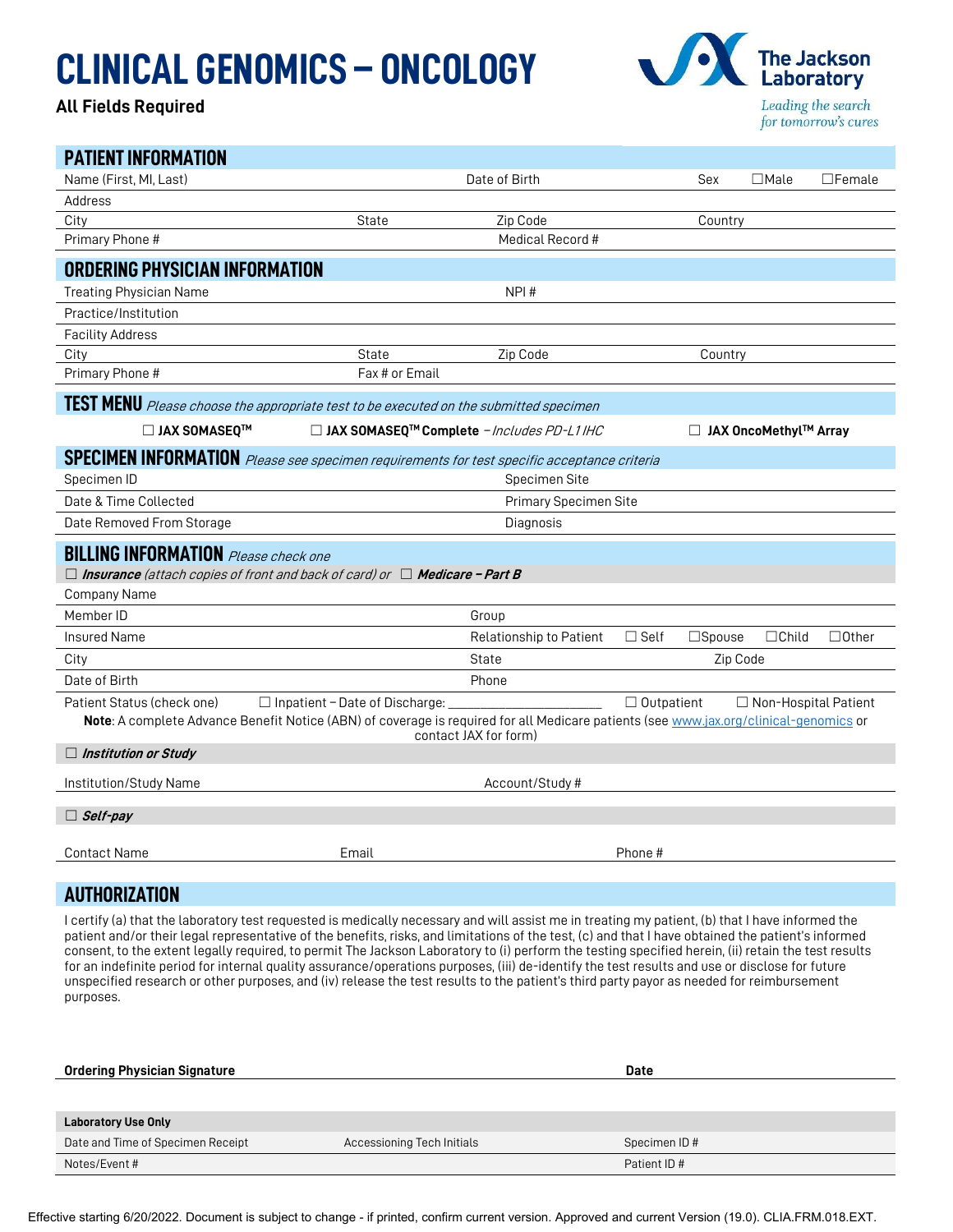# CLINICAL GENOMICS – ONCOLOGY

**All Fields Required**

The Jackson Laboratory

*Leading the search for tomorrow's cures*

## PATIENT INFORMATION

| | | | |
|---|---|---|---|
| Name (First, MI, Last) | Date of Birth | Sex ☐Male ☐Female | |
| Address | | | |
| City | State | Zip Code | Country |
| Primary Phone # | Medical Record # | | |

## ORDERING PHYSICIAN INFORMATION

| | | | |
|---|---|---|---|
| Treating Physician Name | NPI # | | |
| Practice/Institution | | | |
| Facility Address | | | |
| City | State | Zip Code | Country |
| Primary Phone # | Fax # or Email | | |

## TEST MENU *Please choose the appropriate test to be executed on the submitted specimen*

☐ **JAX SOMASEQ™** ☐ **JAX SOMASEQ™ Complete** – *Includes PD-L1 IHC* ☐ **JAX OncoMethyl™ Array**

## SPECIMEN INFORMATION *Please see specimen requirements for test specific acceptance criteria*

| | |
|---|---|
| Specimen ID | Specimen Site |
| Date & Time Collected | Primary Specimen Site |
| Date Removed From Storage | Diagnosis |

## BILLING INFORMATION *Please check one*

☐ ***Insurance*** *(attach copies of front and back of card) or* ☐ ***Medicare – Part B***

| | |
|---|---|
| Company Name | |
| Member ID | Group |
| Insured Name | Relationship to Patient ☐ Self ☐Spouse ☐Child ☐Other |
| City | State Zip Code |
| Date of Birth | Phone |

Patient Status (check one) ☐ Inpatient – Date of Discharge: ______________________ ☐ Outpatient ☐ Non-Hospital Patient

**Note**: A complete Advance Benefit Notice (ABN) of coverage is required for all Medicare patients (see www.jax.org/clinical-genomics or contact JAX for form)

☐ ***Institution or Study***

| | |
|---|---|
| Institution/Study Name | Account/Study # |

☐ ***Self-pay***

| | | |
|---|---|---|
| Contact Name | Email | Phone # |

## AUTHORIZATION

I certify (a) that the laboratory test requested is medically necessary and will assist me in treating my patient, (b) that I have informed the patient and/or their legal representative of the benefits, risks, and limitations of the test, (c) and that I have obtained the patient's informed consent, to the extent legally required, to permit The Jackson Laboratory to (i) perform the testing specified herein, (ii) retain the test results for an indefinite period for internal quality assurance/operations purposes, (iii) de-identify the test results and use or disclose for future unspecified research or other purposes, and (iv) release the test results to the patient's third party payor as needed for reimbursement purposes.

**Ordering Physician Signature** **Date**

| **Laboratory Use Only** | | |
|---|---|---|
| Date and Time of Specimen Receipt | Accessioning Tech Initials | Specimen ID # |
| Notes/Event # | | Patient ID # |

Effective starting 6/20/2022. Document is subject to change - if printed, confirm current version. Approved and current Version (19.0). CLIA.FRM.018.EXT.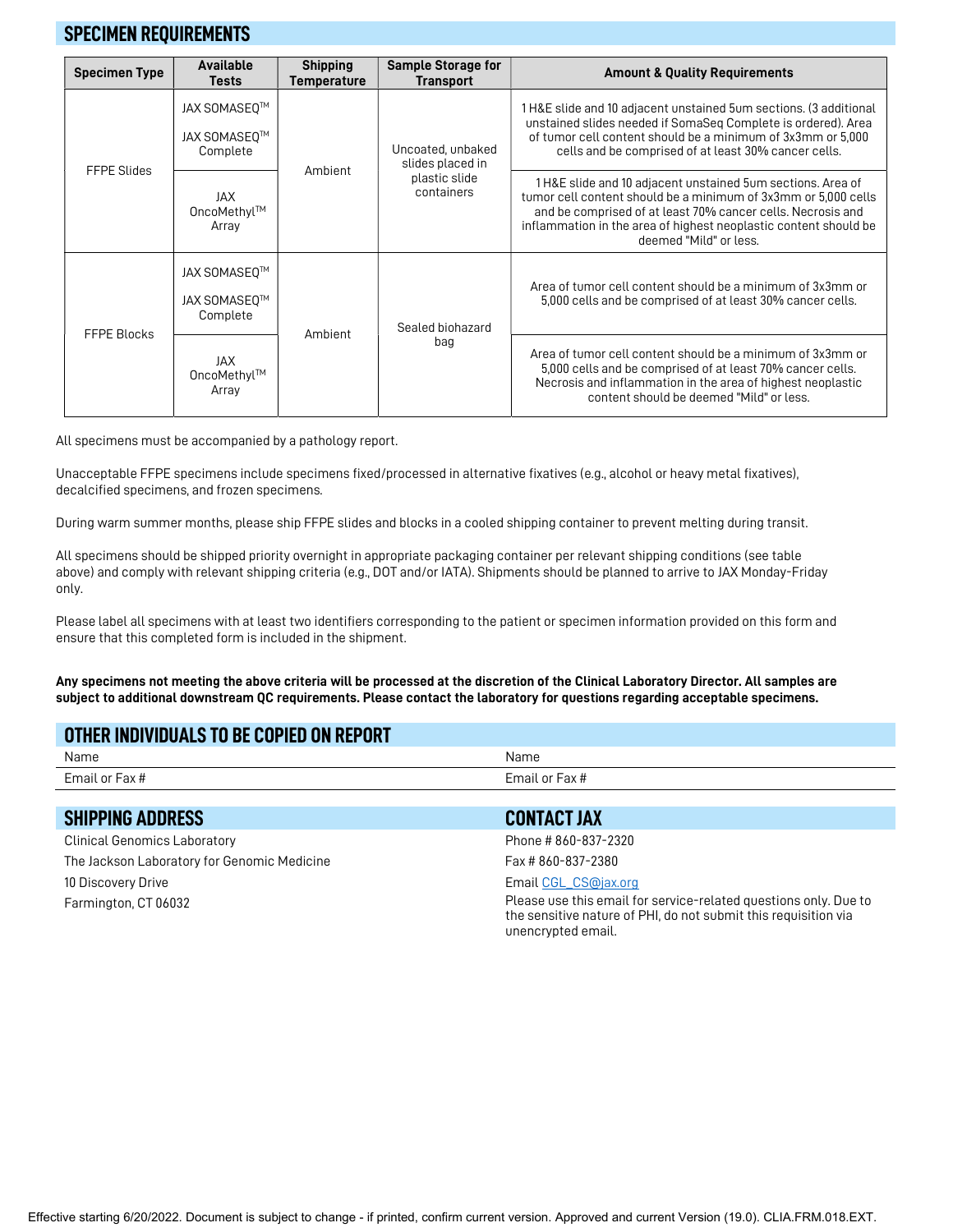## SPECIMEN REQUIREMENTS

| Specimen Type | Available Tests | Shipping Temperature | Sample Storage for Transport | Amount & Quality Requirements |
|---|---|---|---|---|
| FFPE Slides | JAX SOMASEQ™<br>JAX SOMASEQ™ Complete | Ambient | Uncoated, unbaked slides placed in plastic slide containers | 1 H&E slide and 10 adjacent unstained 5um sections. (3 additional unstained slides needed if SomaSeq Complete is ordered). Area of tumor cell content should be a minimum of 3x3mm or 5,000 cells and be comprised of at least 30% cancer cells. |
| | JAX OncoMethyl™ Array | | | 1 H&E slide and 10 adjacent unstained 5um sections. Area of tumor cell content should be a minimum of 3x3mm or 5,000 cells and be comprised of at least 70% cancer cells. Necrosis and inflammation in the area of highest neoplastic content should be deemed "Mild" or less. |
| FFPE Blocks | JAX SOMASEQ™<br>JAX SOMASEQ™ Complete | Ambient | Sealed biohazard bag | Area of tumor cell content should be a minimum of 3x3mm or 5,000 cells and be comprised of at least 30% cancer cells. |
| | JAX OncoMethyl™ Array | | | Area of tumor cell content should be a minimum of 3x3mm or 5,000 cells and be comprised of at least 70% cancer cells. Necrosis and inflammation in the area of highest neoplastic content should be deemed "Mild" or less. |

All specimens must be accompanied by a pathology report.

Unacceptable FFPE specimens include specimens fixed/processed in alternative fixatives (e.g., alcohol or heavy metal fixatives), decalcified specimens, and frozen specimens.

During warm summer months, please ship FFPE slides and blocks in a cooled shipping container to prevent melting during transit.

All specimens should be shipped priority overnight in appropriate packaging container per relevant shipping conditions (see table above) and comply with relevant shipping criteria (e.g., DOT and/or IATA). Shipments should be planned to arrive to JAX Monday-Friday only.

Please label all specimens with at least two identifiers corresponding to the patient or specimen information provided on this form and ensure that this completed form is included in the shipment.

**Any specimens not meeting the above criteria will be processed at the discretion of the Clinical Laboratory Director. All samples are subject to additional downstream QC requirements. Please contact the laboratory for questions regarding acceptable specimens.**

## OTHER INDIVIDUALS TO BE COPIED ON REPORT

| | |
|---|---|
| Name | Name |
| Email or Fax # | Email or Fax # |

## SHIPPING ADDRESS

Clinical Genomics Laboratory
The Jackson Laboratory for Genomic Medicine
10 Discovery Drive
Farmington, CT 06032

## CONTACT JAX

Phone # 860-837-2320
Fax # 860-837-2380
Email CGL_CS@jax.org
Please use this email for service-related questions only. Due to the sensitive nature of PHI, do not submit this requisition via unencrypted email.

Effective starting 6/20/2022. Document is subject to change - if printed, confirm current version. Approved and current Version (19.0). CLIA.FRM.018.EXT.